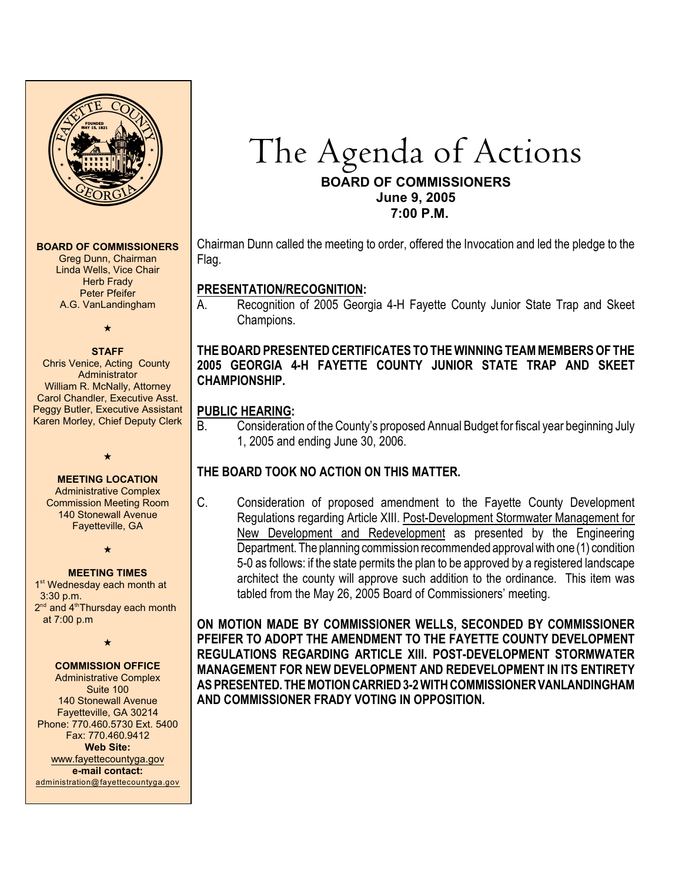**BOARD OF COMMISSIONERS**
Greg Dunn, Chairman
Linda Wells, Vice Chair
Herb Frady
Peter Pfeifer
A.G. VanLandingham

★

**STAFF**
Chris Venice, Acting County Administrator
William R. McNally, Attorney
Carol Chandler, Executive Asst.
Peggy Butler, Executive Assistant
Karen Morley, Chief Deputy Clerk

★

**MEETING LOCATION**
Administrative Complex
Commission Meeting Room
140 Stonewall Avenue
Fayetteville, GA

★

**MEETING TIMES**
1st Wednesday each month at 3:30 p.m.
2nd and 4th Thursday each month at 7:00 p.m

★

**COMMISSION OFFICE**
Administrative Complex
Suite 100
140 Stonewall Avenue
Fayetteville, GA 30214
Phone: 770.460.5730 Ext. 5400
Fax: 770.460.9412
**Web Site:**
www.fayettecountyga.gov
**e-mail contact:**
administration@fayettecountyga.gov

# The Agenda of Actions

**BOARD OF COMMISSIONERS**
**June 9, 2005**
**7:00 P.M.**

Chairman Dunn called the meeting to order, offered the Invocation and led the pledge to the Flag.

## PRESENTATION/RECOGNITION:

A. Recognition of 2005 Georgia 4-H Fayette County Junior State Trap and Skeet Champions.

**THE BOARD PRESENTED CERTIFICATES TO THE WINNING TEAM MEMBERS OF THE 2005 GEORGIA 4-H FAYETTE COUNTY JUNIOR STATE TRAP AND SKEET CHAMPIONSHIP.**

## PUBLIC HEARING:

B. Consideration of the County's proposed Annual Budget for fiscal year beginning July 1, 2005 and ending June 30, 2006.

**THE BOARD TOOK NO ACTION ON THIS MATTER.**

C. Consideration of proposed amendment to the Fayette County Development Regulations regarding Article XIII. Post-Development Stormwater Management for New Development and Redevelopment as presented by the Engineering Department. The planning commission recommended approval with one (1) condition 5-0 as follows: if the state permits the plan to be approved by a registered landscape architect the county will approve such addition to the ordinance. This item was tabled from the May 26, 2005 Board of Commissioners' meeting.

**ON MOTION MADE BY COMMISSIONER WELLS, SECONDED BY COMMISSIONER PFEIFER TO ADOPT THE AMENDMENT TO THE FAYETTE COUNTY DEVELOPMENT REGULATIONS REGARDING ARTICLE XIII. POST-DEVELOPMENT STORMWATER MANAGEMENT FOR NEW DEVELOPMENT AND REDEVELOPMENT IN ITS ENTIRETY AS PRESENTED. THE MOTION CARRIED 3-2 WITH COMMISSIONER VANLANDINGHAM AND COMMISSIONER FRADY VOTING IN OPPOSITION.**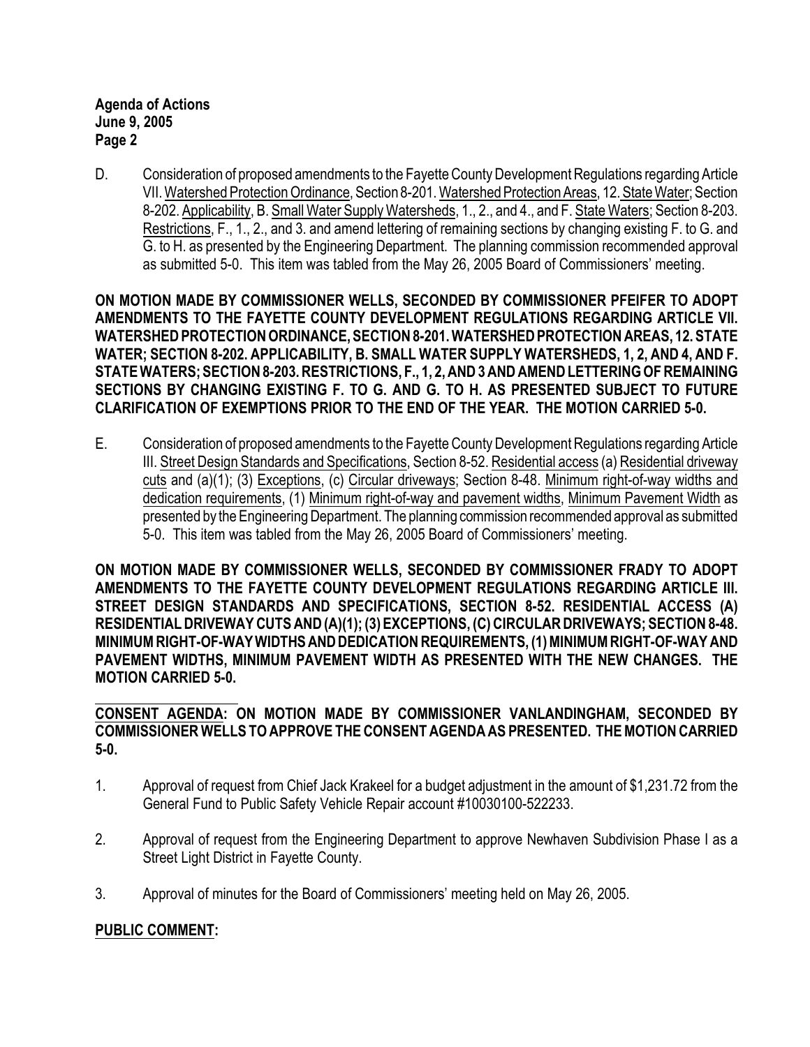D. Consideration of proposed amendments to the Fayette County Development Regulations regarding Article VII. Watershed Protection Ordinance, Section 8-201. Watershed Protection Areas, 12. State Water; Section 8-202. Applicability, B. Small Water Supply Watersheds, 1., 2., and 4., and F. State Waters; Section 8-203. Restrictions, F., 1., 2., and 3. and amend lettering of remaining sections by changing existing F. to G. and G. to H. as presented by the Engineering Department. The planning commission recommended approval as submitted 5-0. This item was tabled from the May 26, 2005 Board of Commissioners' meeting.

**ON MOTION MADE BY COMMISSIONER WELLS, SECONDED BY COMMISSIONER PFEIFER TO ADOPT AMENDMENTS TO THE FAYETTE COUNTY DEVELOPMENT REGULATIONS REGARDING ARTICLE VII. WATERSHED PROTECTION ORDINANCE, SECTION 8-201. WATERSHED PROTECTION AREAS, 12. STATE WATER; SECTION 8-202. APPLICABILITY, B. SMALL WATER SUPPLY WATERSHEDS, 1, 2, AND 4, AND F. STATE WATERS; SECTION 8-203. RESTRICTIONS, F., 1, 2, AND 3 AND AMEND LETTERING OF REMAINING SECTIONS BY CHANGING EXISTING F. TO G. AND G. TO H. AS PRESENTED SUBJECT TO FUTURE CLARIFICATION OF EXEMPTIONS PRIOR TO THE END OF THE YEAR. THE MOTION CARRIED 5-0.**

E. Consideration of proposed amendments to the Fayette County Development Regulations regarding Article III. Street Design Standards and Specifications, Section 8-52. Residential access (a) Residential driveway cuts and (a)(1); (3) Exceptions, (c) Circular driveways; Section 8-48. Minimum right-of-way widths and dedication requirements, (1) Minimum right-of-way and pavement widths, Minimum Pavement Width as presented by the Engineering Department. The planning commission recommended approval as submitted 5-0. This item was tabled from the May 26, 2005 Board of Commissioners' meeting.

**ON MOTION MADE BY COMMISSIONER WELLS, SECONDED BY COMMISSIONER FRADY TO ADOPT AMENDMENTS TO THE FAYETTE COUNTY DEVELOPMENT REGULATIONS REGARDING ARTICLE III. STREET DESIGN STANDARDS AND SPECIFICATIONS, SECTION 8-52. RESIDENTIAL ACCESS (A) RESIDENTIAL DRIVEWAY CUTS AND (A)(1); (3) EXCEPTIONS, (C) CIRCULAR DRIVEWAYS; SECTION 8-48. MINIMUM RIGHT-OF-WAY WIDTHS AND DEDICATION REQUIREMENTS, (1) MINIMUM RIGHT-OF-WAY AND PAVEMENT WIDTHS, MINIMUM PAVEMENT WIDTH AS PRESENTED WITH THE NEW CHANGES. THE MOTION CARRIED 5-0.**

**CONSENT AGENDA: ON MOTION MADE BY COMMISSIONER VANLANDINGHAM, SECONDED BY COMMISSIONER WELLS TO APPROVE THE CONSENT AGENDA AS PRESENTED. THE MOTION CARRIED 5-0.**

1. Approval of request from Chief Jack Krakeel for a budget adjustment in the amount of $1,231.72 from the General Fund to Public Safety Vehicle Repair account #10030100-522233.

2. Approval of request from the Engineering Department to approve Newhaven Subdivision Phase I as a Street Light District in Fayette County.

3. Approval of minutes for the Board of Commissioners' meeting held on May 26, 2005.

**PUBLIC COMMENT:**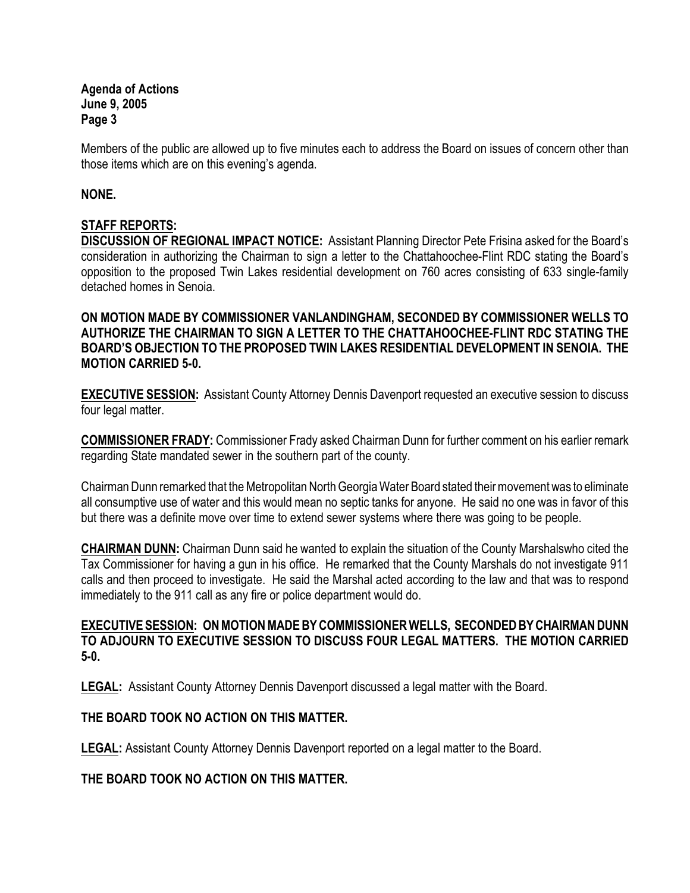Members of the public are allowed up to five minutes each to address the Board on issues of concern other than those items which are on this evening's agenda.

**NONE.**

**STAFF REPORTS:**

**DISCUSSION OF REGIONAL IMPACT NOTICE:** Assistant Planning Director Pete Frisina asked for the Board's consideration in authorizing the Chairman to sign a letter to the Chattahoochee-Flint RDC stating the Board's opposition to the proposed Twin Lakes residential development on 760 acres consisting of 633 single-family detached homes in Senoia.

**ON MOTION MADE BY COMMISSIONER VANLANDINGHAM, SECONDED BY COMMISSIONER WELLS TO AUTHORIZE THE CHAIRMAN TO SIGN A LETTER TO THE CHATTAHOOCHEE-FLINT RDC STATING THE BOARD'S OBJECTION TO THE PROPOSED TWIN LAKES RESIDENTIAL DEVELOPMENT IN SENOIA. THE MOTION CARRIED 5-0.**

**EXECUTIVE SESSION:** Assistant County Attorney Dennis Davenport requested an executive session to discuss four legal matter.

**COMMISSIONER FRADY:** Commissioner Frady asked Chairman Dunn for further comment on his earlier remark regarding State mandated sewer in the southern part of the county.

Chairman Dunn remarked that the Metropolitan North Georgia Water Board stated their movement was to eliminate all consumptive use of water and this would mean no septic tanks for anyone. He said no one was in favor of this but there was a definite move over time to extend sewer systems where there was going to be people.

**CHAIRMAN DUNN:** Chairman Dunn said he wanted to explain the situation of the County Marshalswho cited the Tax Commissioner for having a gun in his office. He remarked that the County Marshals do not investigate 911 calls and then proceed to investigate. He said the Marshal acted according to the law and that was to respond immediately to the 911 call as any fire or police department would do.

**EXECUTIVE SESSION: ON MOTION MADE BY COMMISSIONER WELLS, SECONDED BY CHAIRMAN DUNN TO ADJOURN TO EXECUTIVE SESSION TO DISCUSS FOUR LEGAL MATTERS. THE MOTION CARRIED 5-0.**

**LEGAL:** Assistant County Attorney Dennis Davenport discussed a legal matter with the Board.

**THE BOARD TOOK NO ACTION ON THIS MATTER.**

**LEGAL:** Assistant County Attorney Dennis Davenport reported on a legal matter to the Board.

**THE BOARD TOOK NO ACTION ON THIS MATTER.**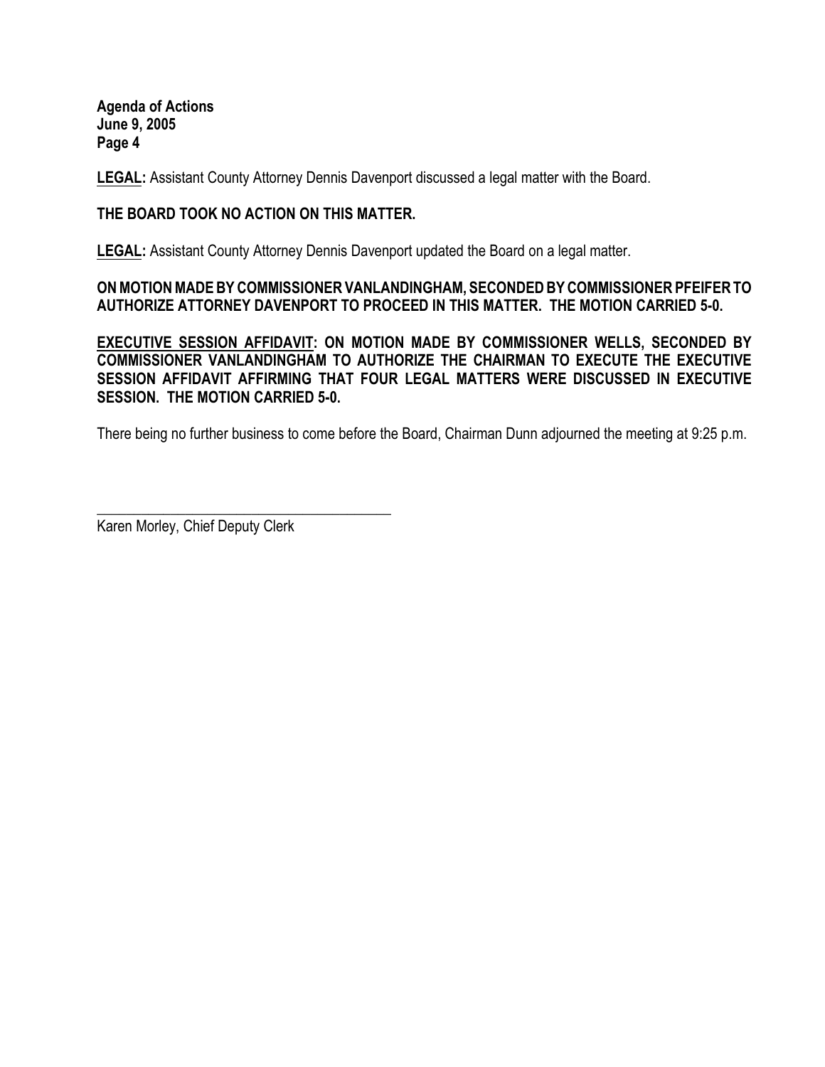**LEGAL:** Assistant County Attorney Dennis Davenport discussed a legal matter with the Board.

**THE BOARD TOOK NO ACTION ON THIS MATTER.**

**LEGAL:** Assistant County Attorney Dennis Davenport updated the Board on a legal matter.

**ON MOTION MADE BY COMMISSIONER VANLANDINGHAM, SECONDED BY COMMISSIONER PFEIFER TO AUTHORIZE ATTORNEY DAVENPORT TO PROCEED IN THIS MATTER. THE MOTION CARRIED 5-0.**

**EXECUTIVE SESSION AFFIDAVIT: ON MOTION MADE BY COMMISSIONER WELLS, SECONDED BY COMMISSIONER VANLANDINGHAM TO AUTHORIZE THE CHAIRMAN TO EXECUTE THE EXECUTIVE SESSION AFFIDAVIT AFFIRMING THAT FOUR LEGAL MATTERS WERE DISCUSSED IN EXECUTIVE SESSION. THE MOTION CARRIED 5-0.**

There being no further business to come before the Board, Chairman Dunn adjourned the meeting at 9:25 p.m.

\_\_\_\_\_\_\_\_\_\_\_\_\_\_\_\_\_\_\_\_\_\_\_\_\_\_\_\_\_\_\_\_\_\_\_\_\_\_\_\_

Karen Morley, Chief Deputy Clerk